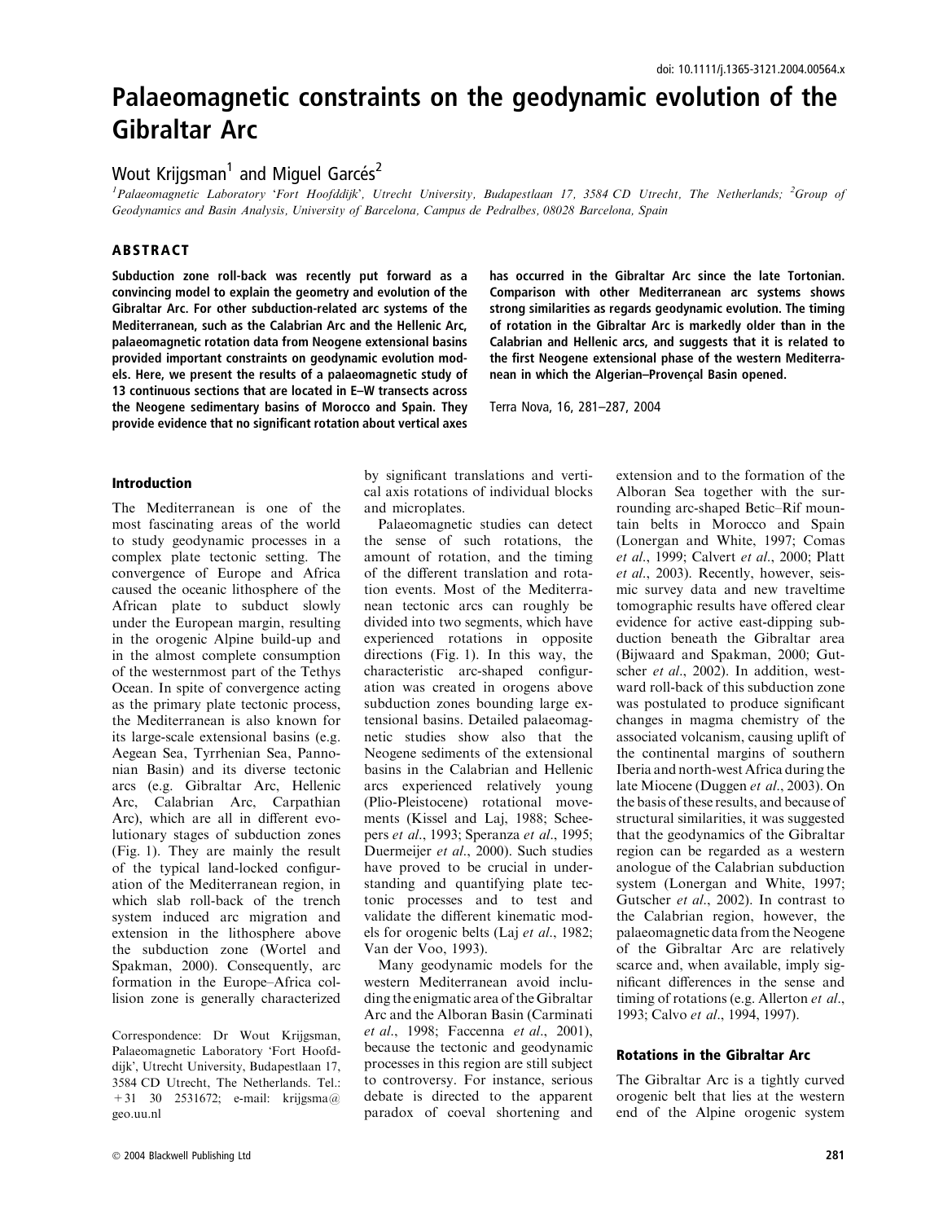doi: 10.1111/j.1365-3121.2004.00564.x

# Palaeomagnetic constraints on the geodynamic evolution of the Gibraltar Arc

Wout Krijgsman[1] and Miguel Garcés[2]

[1]*Palaeomagnetic Laboratory 'Fort Hoofddijk', Utrecht University, Budapestlaan 17, 3584 CD Utrecht, The Netherlands;* [2]*Group of Geodynamics and Basin Analysis, University of Barcelona, Campus de Pedralbes, 08028 Barcelona, Spain*

## ABSTRACT

**Subduction zone roll-back was recently put forward as a convincing model to explain the geometry and evolution of the Gibraltar Arc. For other subduction-related arc systems of the Mediterranean, such as the Calabrian Arc and the Hellenic Arc, palaeomagnetic rotation data from Neogene extensional basins provided important constraints on geodynamic evolution models. Here, we present the results of a palaeomagnetic study of 13 continuous sections that are located in E–W transects across the Neogene sedimentary basins of Morocco and Spain. They provide evidence that no significant rotation about vertical axes has occurred in the Gibraltar Arc since the late Tortonian. Comparison with other Mediterranean arc systems shows strong similarities as regards geodynamic evolution. The timing of rotation in the Gibraltar Arc is markedly older than in the Calabrian and Hellenic arcs, and suggests that it is related to the first Neogene extensional phase of the western Mediterranean in which the Algerian–Provençal Basin opened.**

Terra Nova, 16, 281–287, 2004

## Introduction

The Mediterranean is one of the most fascinating areas of the world to study geodynamic processes in a complex plate tectonic setting. The convergence of Europe and Africa caused the oceanic lithosphere of the African plate to subduct slowly under the European margin, resulting in the orogenic Alpine build-up and in the almost complete consumption of the westernmost part of the Tethys Ocean. In spite of convergence acting as the primary plate tectonic process, the Mediterranean is also known for its large-scale extensional basins (e.g. Aegean Sea, Tyrrhenian Sea, Pannonian Basin) and its diverse tectonic arcs (e.g. Gibraltar Arc, Hellenic Arc, Calabrian Arc, Carpathian Arc), which are all in different evolutionary stages of subduction zones (Fig. 1). They are mainly the result of the typical land-locked configuration of the Mediterranean region, in which slab roll-back of the trench system induced arc migration and extension in the lithosphere above the subduction zone (Wortel and Spakman, 2000). Consequently, arc formation in the Europe–Africa collision zone is generally characterized by significant translations and vertical axis rotations of individual blocks and microplates.

Palaeomagnetic studies can detect the sense of such rotations, the amount of rotation, and the timing of the different translation and rotation events. Most of the Mediterranean tectonic arcs can roughly be divided into two segments, which have experienced rotations in opposite directions (Fig. 1). In this way, the characteristic arc-shaped configuration was created in orogens above subduction zones bounding large extensional basins. Detailed palaeomagnetic studies show also that the Neogene sediments of the extensional basins in the Calabrian and Hellenic arcs experienced relatively young (Plio-Pleistocene) rotational movements (Kissel and Laj, 1988; Scheepers *et al*., 1993; Speranza *et al*., 1995; Duermeijer *et al*., 2000). Such studies have proved to be crucial in understanding and quantifying plate tectonic processes and to test and validate the different kinematic models for orogenic belts (Laj *et al*., 1982; Van der Voo, 1993).

Many geodynamic models for the western Mediterranean avoid including the enigmatic area of the Gibraltar Arc and the Alboran Basin (Carminati *et al*., 1998; Faccenna *et al*., 2001), because the tectonic and geodynamic processes in this region are still subject to controversy. For instance, serious debate is directed to the apparent paradox of coeval shortening and extension and to the formation of the Alboran Sea together with the surrounding arc-shaped Betic–Rif mountain belts in Morocco and Spain (Lonergan and White, 1997; Comas *et al*., 1999; Calvert *et al*., 2000; Platt *et al*., 2003). Recently, however, seismic survey data and new traveltime tomographic results have offered clear evidence for active east-dipping subduction beneath the Gibraltar area (Bijwaard and Spakman, 2000; Gutscher *et al*., 2002). In addition, westward roll-back of this subduction zone was postulated to produce significant changes in magma chemistry of the associated volcanism, causing uplift of the continental margins of southern Iberia and north-west Africa during the late Miocene (Duggen *et al*., 2003). On the basis of these results, and because of structural similarities, it was suggested that the geodynamics of the Gibraltar region can be regarded as a western anologue of the Calabrian subduction system (Lonergan and White, 1997; Gutscher *et al*., 2002). In contrast to the Calabrian region, however, the palaeomagnetic data from the Neogene of the Gibraltar Arc are relatively scarce and, when available, imply significant differences in the sense and timing of rotations (e.g. Allerton *et al*., 1993; Calvo *et al*., 1994, 1997).

## Rotations in the Gibraltar Arc

The Gibraltar Arc is a tightly curved orogenic belt that lies at the western end of the Alpine orogenic system

Correspondence: Dr Wout Krijgsman, Palaeomagnetic Laboratory 'Fort Hoofddijk', Utrecht University, Budapestlaan 17, 3584 CD Utrecht, The Netherlands. Tel.: +31 30 2531672; e-mail: krijgsma@geo.uu.nl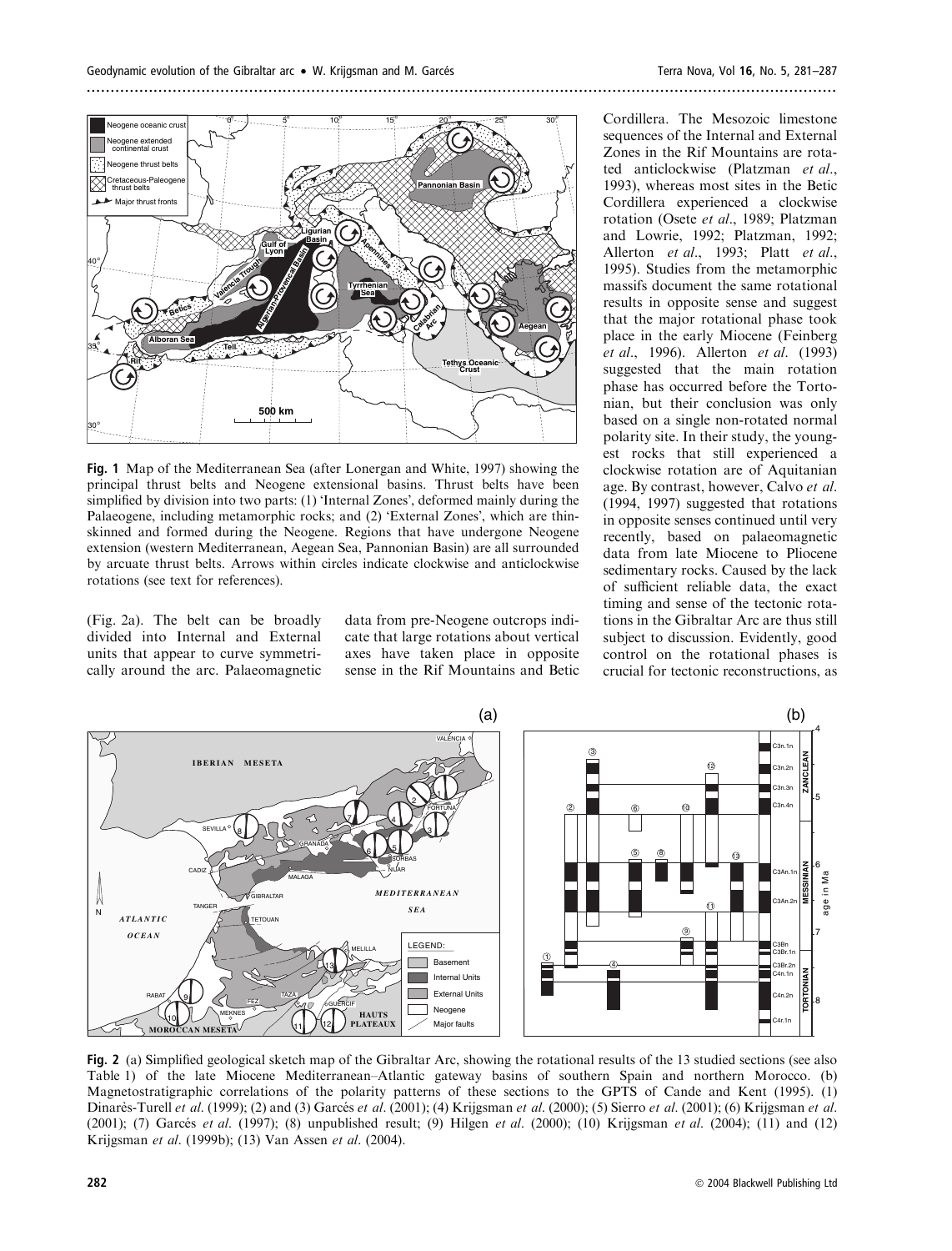**Fig. 1** Map of the Mediterranean Sea (after Lonergan and White, 1997) showing the principal thrust belts and Neogene extensional basins. Thrust belts have been simplified by division into two parts: (1) 'Internal Zones', deformed mainly during the Palaeogene, including metamorphic rocks; and (2) 'External Zones', which are thin-skinned and formed during the Neogene. Regions that have undergone Neogene extension (western Mediterranean, Aegean Sea, Pannonian Basin) are all surrounded by arcuate thrust belts. Arrows within circles indicate clockwise and anticlockwise rotations (see text for references).

(Fig. 2a). The belt can be broadly divided into Internal and External units that appear to curve symmetrically around the arc. Palaeomagnetic data from pre-Neogene outcrops indicate that large rotations about vertical axes have taken place in opposite sense in the Rif Mountains and Betic Cordillera. The Mesozoic limestone sequences of the Internal and External Zones in the Rif Mountains are rotated anticlockwise (Platzman *et al.*, 1993), whereas most sites in the Betic Cordillera experienced a clockwise rotation (Osete *et al.*, 1989; Platzman and Lowrie, 1992; Platzman, 1992; Allerton *et al.*, 1993; Platt *et al.*, 1995). Studies from the metamorphic massifs document the same rotational results in opposite sense and suggest that the major rotational phase took place in the early Miocene (Feinberg *et al.*, 1996). Allerton *et al.* (1993) suggested that the main rotation phase has occurred before the Tortonian, but their conclusion was only based on a single non-rotated normal polarity site. In their study, the youngest rocks that still experienced a clockwise rotation are of Aquitanian age. By contrast, however, Calvo *et al.* (1994, 1997) suggested that rotations in opposite senses continued until very recently, based on palaeomagnetic data from late Miocene to Pliocene sedimentary rocks. Caused by the lack of sufficient reliable data, the exact timing and sense of the tectonic rotations in the Gibraltar Arc are thus still subject to discussion. Evidently, good control on the rotational phases is crucial for tectonic reconstructions, as

**Fig. 2** (a) Simplified geological sketch map of the Gibraltar Arc, showing the rotational results of the 13 studied sections (see also Table 1) of the late Miocene Mediterranean–Atlantic gateway basins of southern Spain and northern Morocco. (b) Magnetostratigraphic correlations of the polarity patterns of these sections to the GPTS of Cande and Kent (1995). (1) Dinarès-Turell *et al.* (1999); (2) and (3) Garcés *et al.* (2001); (4) Krijgsman *et al.* (2000); (5) Sierro *et al.* (2001); (6) Krijgsman *et al.* (2001); (7) Garcés *et al.* (1997); (8) unpublished result; (9) Hilgen *et al.* (2000); (10) Krijgsman *et al.* (2004); (11) and (12) Krijgsman *et al.* (1999b); (13) Van Assen *et al.* (2004).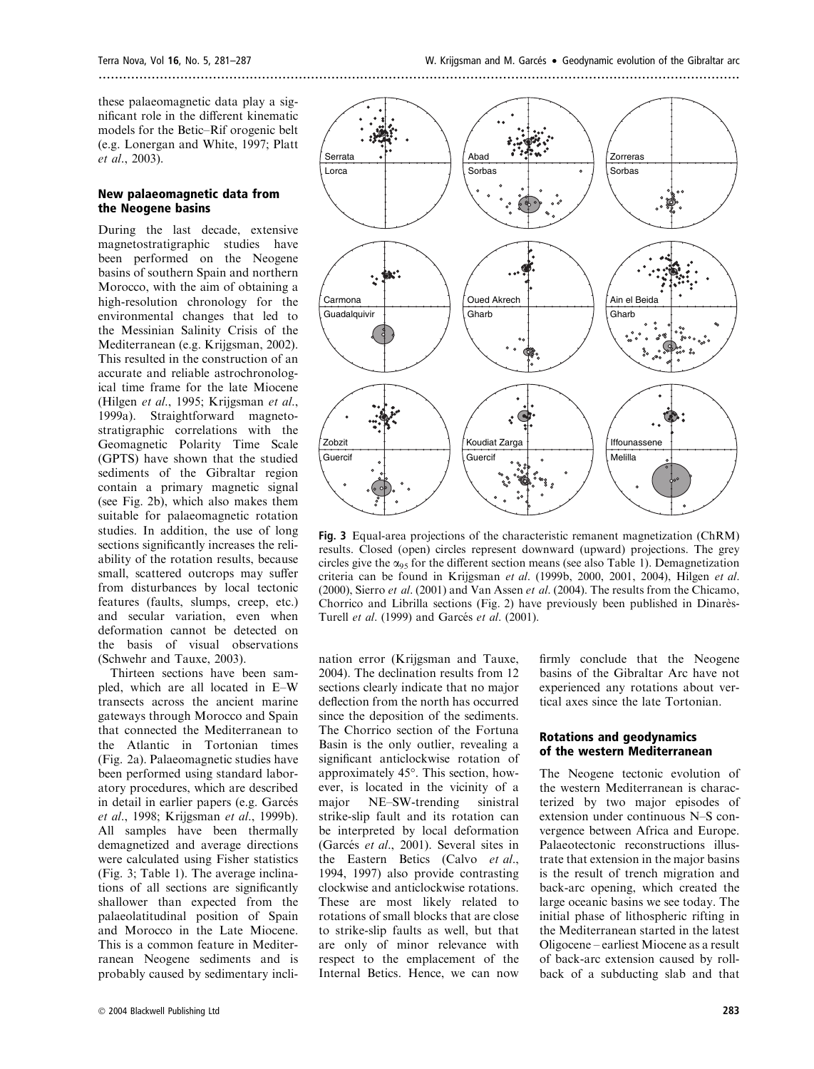these palaeomagnetic data play a significant role in the different kinematic models for the Betic–Rif orogenic belt (e.g. Lonergan and White, 1997; Platt *et al*., 2003).

### New palaeomagnetic data from the Neogene basins

During the last decade, extensive magnetostratigraphic studies have been performed on the Neogene basins of southern Spain and northern Morocco, with the aim of obtaining a high-resolution chronology for the environmental changes that led to the Messinian Salinity Crisis of the Mediterranean (e.g. Krijgsman, 2002). This resulted in the construction of an accurate and reliable astrochronological time frame for the late Miocene (Hilgen *et al*., 1995; Krijgsman *et al*., 1999a). Straightforward magnetostratigraphic correlations with the Geomagnetic Polarity Time Scale (GPTS) have shown that the studied sediments of the Gibraltar region contain a primary magnetic signal (see Fig. 2b), which also makes them suitable for palaeomagnetic rotation studies. In addition, the use of long sections significantly increases the reliability of the rotation results, because small, scattered outcrops may suffer from disturbances by local tectonic features (faults, slumps, creep, etc.) and secular variation, even when deformation cannot be detected on the basis of visual observations (Schwehr and Tauxe, 2003).

Thirteen sections have been sampled, which are all located in E–W transects across the ancient marine gateways through Morocco and Spain that connected the Mediterranean to the Atlantic in Tortonian times (Fig. 2a). Palaeomagnetic studies have been performed using standard laboratory procedures, which are described in detail in earlier papers (e.g. Garcés *et al*., 1998; Krijgsman *et al*., 1999b). All samples have been thermally demagnetized and average directions were calculated using Fisher statistics (Fig. 3; Table 1). The average inclinations of all sections are significantly shallower than expected from the palaeolatitudinal position of Spain and Morocco in the Late Miocene. This is a common feature in Mediterranean Neogene sediments and is probably caused by sedimentary inclination error (Krijgsman and Tauxe, 2004). The declination results from 12 sections clearly indicate that no major deflection from the north has occurred since the deposition of the sediments. The Chorrico section of the Fortuna Basin is the only outlier, revealing a significant anticlockwise rotation of approximately 45°. This section, however, is located in the vicinity of a major NE–SW-trending sinistral strike-slip fault and its rotation can be interpreted by local deformation (Garcés *et al*., 2001). Several sites in the Eastern Betics (Calvo *et al*., 1994, 1997) also provide contrasting clockwise and anticlockwise rotations. These are most likely related to rotations of small blocks that are close to strike-slip faults as well, but that are only of minor relevance with respect to the emplacement of the Internal Betics. Hence, we can now firmly conclude that the Neogene basins of the Gibraltar Arc have not experienced any rotations about vertical axes since the late Tortonian.

**Fig. 3** Equal-area projections of the characteristic remanent magnetization (ChRM) results. Closed (open) circles represent downward (upward) projections. The grey circles give the $\alpha_{95}$ for the different section means (see also Table 1). Demagnetization criteria can be found in Krijgsman *et al*. (1999b, 2000, 2001, 2004), Hilgen *et al*. (2000), Sierro *et al*. (2001) and Van Assen *et al*. (2004). The results from the Chicamo, Chorrico and Librilla sections (Fig. 2) have previously been published in Dinarès-Turell *et al*. (1999) and Garcés *et al*. (2001).

### Rotations and geodynamics of the western Mediterranean

The Neogene tectonic evolution of the western Mediterranean is characterized by two major episodes of extension under continuous N–S convergence between Africa and Europe. Palaeotectonic reconstructions illustrate that extension in the major basins is the result of trench migration and back-arc opening, which created the large oceanic basins we see today. The initial phase of lithospheric rifting in the Mediterranean started in the latest Oligocene – earliest Miocene as a result of back-arc extension caused by roll-back of a subducting slab and that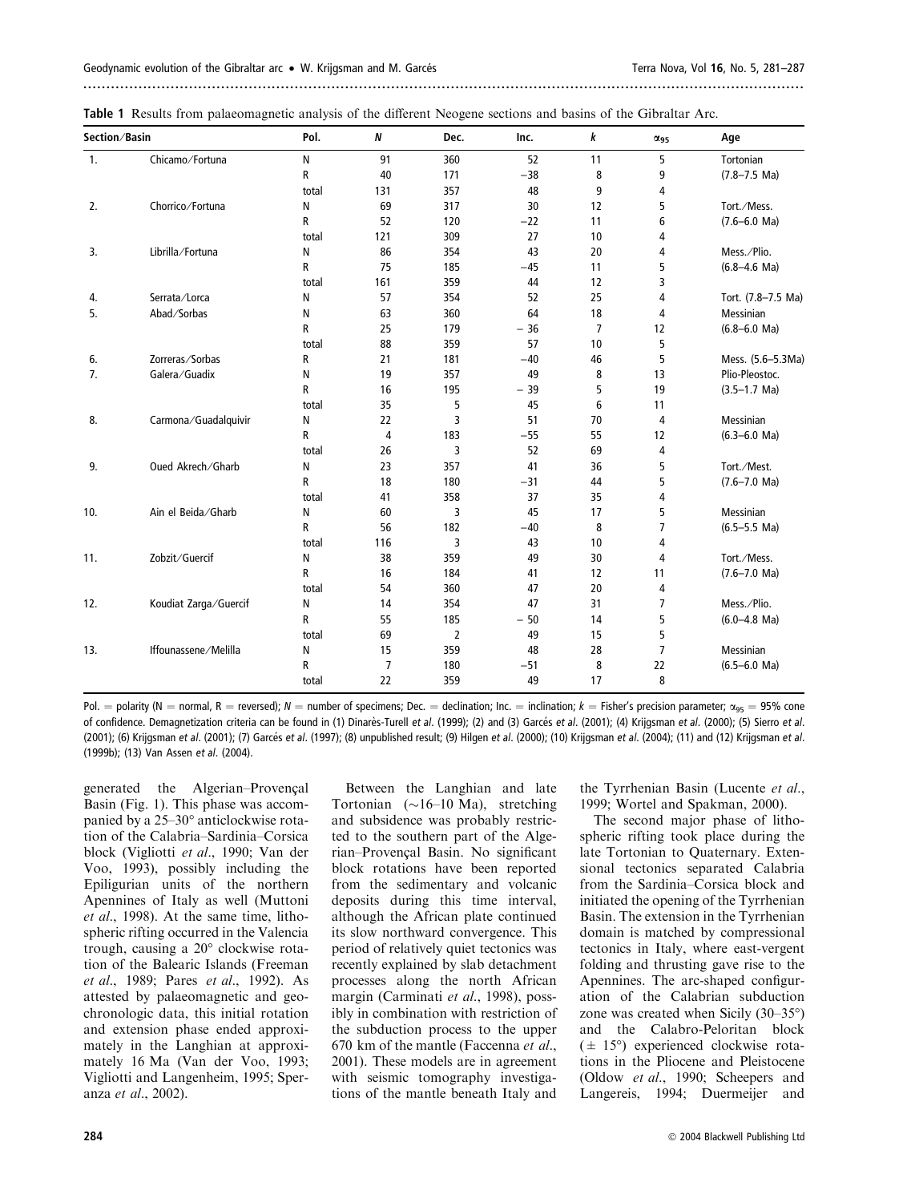**Table 1** Results from palaeomagnetic analysis of the different Neogene sections and basins of the Gibraltar Arc.

| Section/Basin | | Pol. | $N$ | Dec. | Inc. | $k$ | $\alpha_{95}$ | Age |
|---|---|---|---|---|---|---|---|---|
| 1. | Chicamo/Fortuna | N | 91 | 360 | 52 | 11 | 5 | Tortonian |
| | | R | 40 | 171 | −38 | 8 | 9 | (7.8–7.5 Ma) |
| | | total | 131 | 357 | 48 | 9 | 4 | |
| 2. | Chorrico/Fortuna | N | 69 | 317 | 30 | 12 | 5 | Tort./Mess. |
| | | R | 52 | 120 | −22 | 11 | 6 | (7.6–6.0 Ma) |
| | | total | 121 | 309 | 27 | 10 | 4 | |
| 3. | Librilla/Fortuna | N | 86 | 354 | 43 | 20 | 4 | Mess./Plio. |
| | | R | 75 | 185 | −45 | 11 | 5 | (6.8–4.6 Ma) |
| | | total | 161 | 359 | 44 | 12 | 3 | |
| 4. | Serrata/Lorca | N | 57 | 354 | 52 | 25 | 4 | Tort. (7.8–7.5 Ma) |
| 5. | Abad/Sorbas | N | 63 | 360 | 64 | 18 | 4 | Messinian |
| | | R | 25 | 179 | − 36 | 7 | 12 | (6.8–6.0 Ma) |
| | | total | 88 | 359 | 57 | 10 | 5 | |
| 6. | Zorreras/Sorbas | R | 21 | 181 | −40 | 46 | 5 | Mess. (5.6–5.3Ma) |
| 7. | Galera/Guadix | N | 19 | 357 | 49 | 8 | 13 | Plio-Pleostoc. |
| | | R | 16 | 195 | − 39 | 5 | 19 | (3.5–1.7 Ma) |
| | | total | 35 | 5 | 45 | 6 | 11 | |
| 8. | Carmona/Guadalquivir | N | 22 | 3 | 51 | 70 | 4 | Messinian |
| | | R | 4 | 183 | −55 | 55 | 12 | (6.3–6.0 Ma) |
| | | total | 26 | 3 | 52 | 69 | 4 | |
| 9. | Oued Akrech/Gharb | N | 23 | 357 | 41 | 36 | 5 | Tort./Mest. |
| | | R | 18 | 180 | −31 | 44 | 5 | (7.6–7.0 Ma) |
| | | total | 41 | 358 | 37 | 35 | 4 | |
| 10. | Ain el Beida/Gharb | N | 60 | 3 | 45 | 17 | 5 | Messinian |
| | | R | 56 | 182 | −40 | 8 | 7 | (6.5–5.5 Ma) |
| | | total | 116 | 3 | 43 | 10 | 4 | |
| 11. | Zobzit/Guercif | N | 38 | 359 | 49 | 30 | 4 | Tort./Mess. |
| | | R | 16 | 184 | 41 | 12 | 11 | (7.6–7.0 Ma) |
| | | total | 54 | 360 | 47 | 20 | 4 | |
| 12. | Koudiat Zarga/Guercif | N | 14 | 354 | 47 | 31 | 7 | Mess./Plio. |
| | | R | 55 | 185 | − 50 | 14 | 5 | (6.0–4.8 Ma) |
| | | total | 69 | 2 | 49 | 15 | 5 | |
| 13. | Iffounassene/Melilla | N | 15 | 359 | 48 | 28 | 7 | Messinian |
| | | R | 7 | 180 | −51 | 8 | 22 | (6.5–6.0 Ma) |
| | | total | 22 | 359 | 49 | 17 | 8 | |

Pol. = polarity (N = normal, R = reversed); $N$ = number of specimens; Dec. = declination; Inc. = inclination; $k$ = Fisher's precision parameter; $\alpha_{95}$ = 95% cone of confidence. Demagnetization criteria can be found in (1) Dinarès-Turell *et al.* (1999); (2) and (3) Garcés *et al.* (2001); (4) Krijgsman *et al.* (2000); (5) Sierro *et al.* (2001); (6) Krijgsman *et al.* (2001); (7) Garcés *et al.* (1997); (8) unpublished result; (9) Hilgen *et al.* (2000); (10) Krijgsman *et al.* (2004); (11) and (12) Krijgsman *et al.* (1999b); (13) Van Assen *et al.* (2004).

generated the Algerian–Provençal Basin (Fig. 1). This phase was accompanied by a 25–30° anticlockwise rotation of the Calabria–Sardinia–Corsica block (Vigliotti *et al.*, 1990; Van der Voo, 1993), possibly including the Epiligurian units of the northern Apennines of Italy as well (Muttoni *et al.*, 1998). At the same time, lithospheric rifting occurred in the Valencia trough, causing a 20° clockwise rotation of the Balearic Islands (Freeman *et al.*, 1989; Pares *et al.*, 1992). As attested by palaeomagnetic and geochronologic data, this initial rotation and extension phase ended approximately in the Langhian at approximately 16 Ma (Van der Voo, 1993; Vigliotti and Langenheim, 1995; Speranza *et al.*, 2002).

Between the Langhian and late Tortonian (~16–10 Ma), stretching and subsidence was probably restricted to the southern part of the Algerian–Provençal Basin. No significant block rotations have been reported from the sedimentary and volcanic deposits during this time interval, although the African plate continued its slow northward convergence. This period of relatively quiet tectonics was recently explained by slab detachment processes along the north African margin (Carminati *et al.*, 1998), possibly in combination with restriction of the subduction process to the upper 670 km of the mantle (Faccenna *et al.*, 2001). These models are in agreement with seismic tomography investigations of the mantle beneath Italy and the Tyrrhenian Basin (Lucente *et al.*, 1999; Wortel and Spakman, 2000).

The second major phase of lithospheric rifting took place during the late Tortonian to Quaternary. Extensional tectonics separated Calabria from the Sardinia–Corsica block and initiated the opening of the Tyrrhenian Basin. The extension in the Tyrrhenian domain is matched by compressional tectonics in Italy, where east-vergent folding and thrusting gave rise to the Apennines. The arc-shaped configuration of the Calabrian subduction zone was created when Sicily (30–35°) and the Calabro-Peloritan block (± 15°) experienced clockwise rotations in the Pliocene and Pleistocene (Oldow *et al.*, 1990; Scheepers and Langereis, 1994; Duermeijer and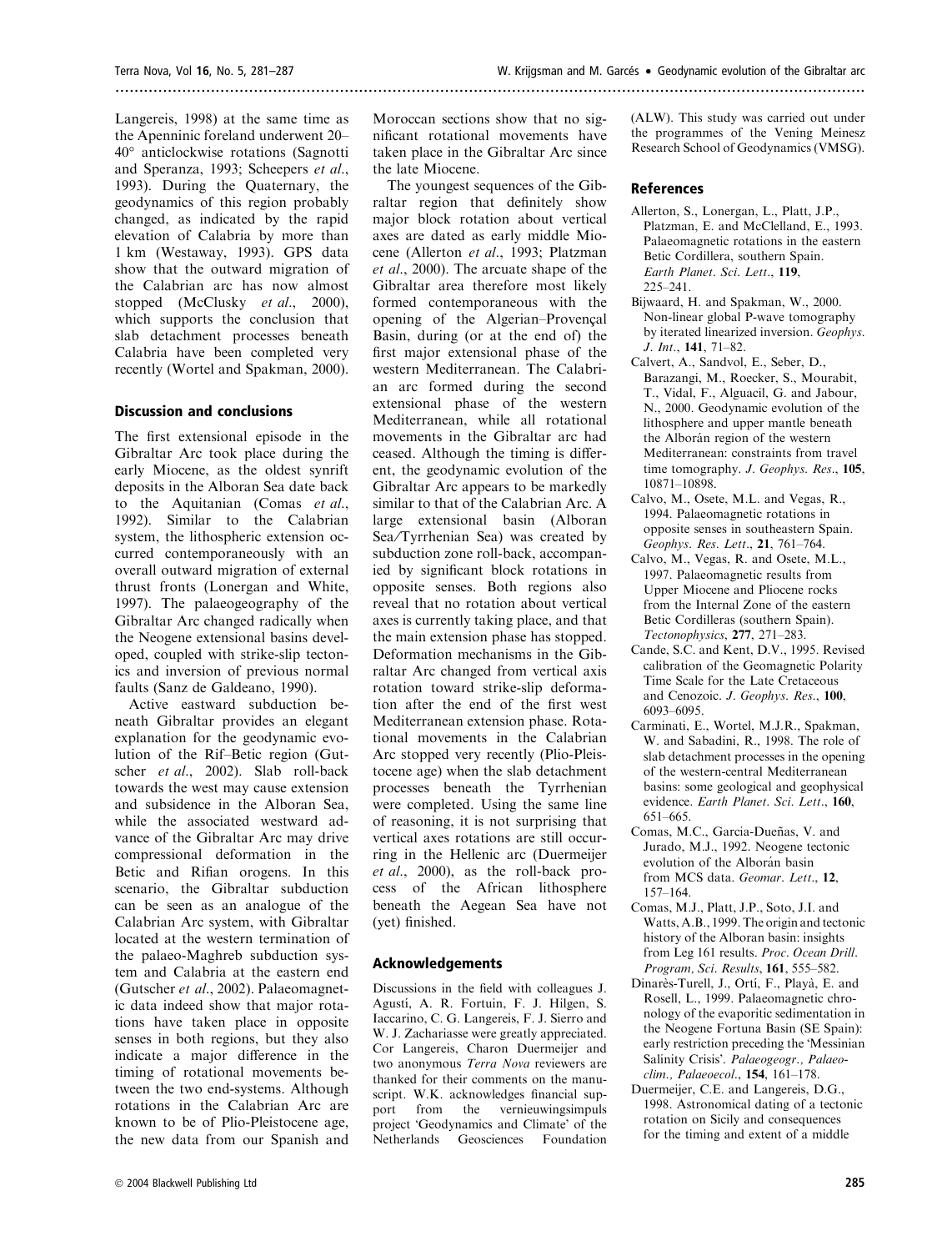Langereis, 1998) at the same time as the Apenninic foreland underwent 20–40° anticlockwise rotations (Sagnotti and Speranza, 1993; Scheepers *et al*., 1993). During the Quaternary, the geodynamics of this region probably changed, as indicated by the rapid elevation of Calabria by more than 1 km (Westaway, 1993). GPS data show that the outward migration of the Calabrian arc has now almost stopped (McClusky *et al*., 2000), which supports the conclusion that slab detachment processes beneath Calabria have been completed very recently (Wortel and Spakman, 2000).

## Discussion and conclusions

The first extensional episode in the Gibraltar Arc took place during the early Miocene, as the oldest synrift deposits in the Alboran Sea date back to the Aquitanian (Comas *et al*., 1992). Similar to the Calabrian system, the lithospheric extension occurred contemporaneously with an overall outward migration of external thrust fronts (Lonergan and White, 1997). The palaeogeography of the Gibraltar Arc changed radically when the Neogene extensional basins developed, coupled with strike-slip tectonics and inversion of previous normal faults (Sanz de Galdeano, 1990).

Active eastward subduction beneath Gibraltar provides an elegant explanation for the geodynamic evolution of the Rif–Betic region (Gutscher *et al*., 2002). Slab roll-back towards the west may cause extension and subsidence in the Alboran Sea, while the associated westward advance of the Gibraltar Arc may drive compressional deformation in the Betic and Rifian orogens. In this scenario, the Gibraltar subduction can be seen as an analogue of the Calabrian Arc system, with Gibraltar located at the western termination of the palaeo-Maghreb subduction system and Calabria at the eastern end (Gutscher *et al*., 2002). Palaeomagnetic data indeed show that major rotations have taken place in opposite senses in both regions, but they also indicate a major difference in the timing of rotational movements between the two end-systems. Although rotations in the Calabrian Arc are known to be of Plio-Pleistocene age, the new data from our Spanish and Moroccan sections show that no significant rotational movements have taken place in the Gibraltar Arc since the late Miocene.

The youngest sequences of the Gibraltar region that definitely show major block rotation about vertical axes are dated as early middle Miocene (Allerton *et al*., 1993; Platzman *et al*., 2000). The arcuate shape of the Gibraltar area therefore most likely formed contemporaneous with the opening of the Algerian–Provençal Basin, during (or at the end of) the first major extensional phase of the western Mediterranean. The Calabrian arc formed during the second extensional phase of the western Mediterranean, while all rotational movements in the Gibraltar arc had ceased. Although the timing is different, the geodynamic evolution of the Gibraltar Arc appears to be markedly similar to that of the Calabrian Arc. A large extensional basin (Alboran Sea/Tyrrhenian Sea) was created by subduction zone roll-back, accompanied by significant block rotations in opposite senses. Both regions also reveal that no rotation about vertical axes is currently taking place, and that the main extension phase has stopped. Deformation mechanisms in the Gibraltar Arc changed from vertical axis rotation toward strike-slip deformation after the end of the first west Mediterranean extension phase. Rotational movements in the Calabrian Arc stopped very recently (Plio-Pleistocene age) when the slab detachment processes beneath the Tyrrhenian were completed. Using the same line of reasoning, it is not surprising that vertical axes rotations are still occurring in the Hellenic arc (Duermeijer *et al*., 2000), as the roll-back process of the African lithosphere beneath the Aegean Sea have not (yet) finished.

## Acknowledgements

Discussions in the field with colleagues J. Agustí, A. R. Fortuin, F. J. Hilgen, S. Iaccarino, C. G. Langereis, F. J. Sierro and W. J. Zachariasse were greatly appreciated. Cor Langereis, Charon Duermeijer and two anonymous *Terra Nova* reviewers are thanked for their comments on the manuscript. W.K. acknowledges financial support from the vernieuwingsimpuls project 'Geodynamics and Climate' of the Netherlands Geosciences Foundation (ALW). This study was carried out under the programmes of the Vening Meinesz Research School of Geodynamics (VMSG).

## References

Allerton, S., Lonergan, L., Platt, J.P., Platzman, E. and McClelland, E., 1993. Palaeomagnetic rotations in the eastern Betic Cordillera, southern Spain. *Earth Planet. Sci. Lett*., **119**, 225–241.

Bijwaard, H. and Spakman, W., 2000. Non-linear global P-wave tomography by iterated linearized inversion. *Geophys. J. Int*., **141**, 71–82.

Calvert, A., Sandvol, E., Seber, D., Barazangi, M., Roecker, S., Mourabit, T., Vidal, F., Alguacil, G. and Jabour, N., 2000. Geodynamic evolution of the lithosphere and upper mantle beneath the Alborán region of the western Mediterranean: constraints from travel time tomography. *J. Geophys. Res*., **105**, 10871–10898.

Calvo, M., Osete, M.L. and Vegas, R., 1994. Palaeomagnetic rotations in opposite senses in southeastern Spain. *Geophys. Res. Lett*., **21**, 761–764.

Calvo, M., Vegas, R. and Osete, M.L., 1997. Palaeomagnetic results from Upper Miocene and Pliocene rocks from the Internal Zone of the eastern Betic Cordilleras (southern Spain). *Tectonophysics*, **277**, 271–283.

Cande, S.C. and Kent, D.V., 1995. Revised calibration of the Geomagnetic Polarity Time Scale for the Late Cretaceous and Cenozoic. *J. Geophys. Res*., **100**, 6093–6095.

Carminati, E., Wortel, M.J.R., Spakman, W. and Sabadini, R., 1998. The role of slab detachment processes in the opening of the western-central Mediterranean basins: some geological and geophysical evidence. *Earth Planet. Sci. Lett*., **160**, 651–665.

Comas, M.C., Garcia-Dueñas, V. and Jurado, M.J., 1992. Neogene tectonic evolution of the Alborán basin from MCS data. *Geomar. Lett*., **12**, 157–164.

Comas, M.J., Platt, J.P., Soto, J.I. and Watts, A.B., 1999. The origin and tectonic history of the Alboran basin: insights from Leg 161 results. *Proc. Ocean Drill. Program, Sci. Results*, **161**, 555–582.

Dinarès-Turell, J., Ortí, F., Playà, E. and Rosell, L., 1999. Palaeomagnetic chronology of the evaporitic sedimentation in the Neogene Fortuna Basin (SE Spain): early restriction preceding the 'Messinian Salinity Crisis'. *Palaeogeogr., Palaeoclim., Palaeoecol*., **154**, 161–178.

Duermeijer, C.E. and Langereis, D.G., 1998. Astronomical dating of a tectonic rotation on Sicily and consequences for the timing and extent of a middle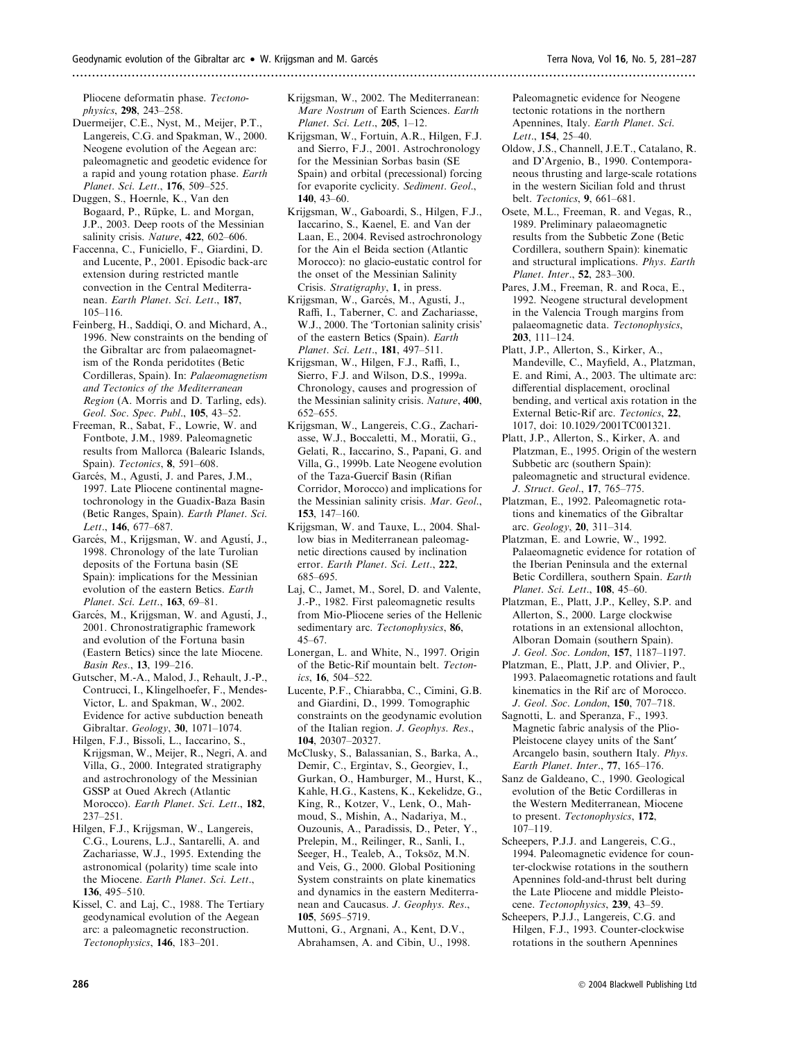Pliocene deformatin phase. *Tectonophysics*, **298**, 243–258.

Duermeijer, C.E., Nyst, M., Meijer, P.T., Langereis, C.G. and Spakman, W., 2000. Neogene evolution of the Aegean arc: paleomagnetic and geodetic evidence for a rapid and young rotation phase. *Earth Planet. Sci. Lett*., **176**, 509–525.

Duggen, S., Hoernle, K., Van den Bogaard, P., Rüpke, L. and Morgan, J.P., 2003. Deep roots of the Messinian salinity crisis. *Nature*, **422**, 602–606.

Faccenna, C., Funiciello, F., Giardini, D. and Lucente, P., 2001. Episodic back-arc extension during restricted mantle convection in the Central Mediterranean. *Earth Planet. Sci. Lett*., **187**, 105–116.

Feinberg, H., Saddiqi, O. and Michard, A., 1996. New constraints on the bending of the Gibraltar arc from palaeomagnetism of the Ronda peridotites (Betic Cordilleras, Spain). In: *Palaeomagnetism and Tectonics of the Mediterranean Region* (A. Morris and D. Tarling, eds). *Geol. Soc. Spec. Publ*., **105**, 43–52.

Freeman, R., Sabat, F., Lowrie, W. and Fontbote, J.M., 1989. Paleomagnetic results from Mallorca (Balearic Islands, Spain). *Tectonics*, **8**, 591–608.

Garcés, M., Agustí, J. and Pares, J.M., 1997. Late Pliocene continental magnetochronology in the Guadix-Baza Basin (Betic Ranges, Spain). *Earth Planet. Sci. Lett*., **146**, 677–687.

Garcés, M., Krijgsman, W. and Agustí, J., 1998. Chronology of the late Turolian deposits of the Fortuna basin (SE Spain): implications for the Messinian evolution of the eastern Betics. *Earth Planet. Sci. Lett*., **163**, 69–81.

Garcés, M., Krijgsman, W. and Agustí, J., 2001. Chronostratigraphic framework and evolution of the Fortuna basin (Eastern Betics) since the late Miocene. *Basin Res*., **13**, 199–216.

Gutscher, M.-A., Malod, J., Rehault, J.-P., Contrucci, I., Klingelhoefer, F., Mendes-Victor, L. and Spakman, W., 2002. Evidence for active subduction beneath Gibraltar. *Geology*, **30**, 1071–1074.

Hilgen, F.J., Bissoli, L., Iaccarino, S., Krijgsman, W., Meijer, R., Negri, A. and Villa, G., 2000. Integrated stratigraphy and astrochronology of the Messinian GSSP at Oued Akrech (Atlantic Morocco). *Earth Planet. Sci. Lett*., **182**, 237–251.

Hilgen, F.J., Krijgsman, W., Langereis, C.G., Lourens, L.J., Santarelli, A. and Zachariasse, W.J., 1995. Extending the astronomical (polarity) time scale into the Miocene. *Earth Planet. Sci. Lett*., **136**, 495–510.

Kissel, C. and Laj, C., 1988. The Tertiary geodynamical evolution of the Aegean arc: a paleomagnetic reconstruction. *Tectonophysics*, **146**, 183–201.

Krijgsman, W., 2002. The Mediterranean: *Mare Nostrum* of Earth Sciences. *Earth Planet. Sci. Lett*., **205**, 1–12.

Krijgsman, W., Fortuin, A.R., Hilgen, F.J. and Sierro, F.J., 2001. Astrochronology for the Messinian Sorbas basin (SE Spain) and orbital (precessional) forcing for evaporite cyclicity. *Sediment. Geol*., **140**, 43–60.

Krijgsman, W., Gaboardi, S., Hilgen, F.J., Iaccarino, S., Kaenel, E. and Van der Laan, E., 2004. Revised astrochronology for the Ain el Beida section (Atlantic Morocco): no glacio-eustatic control for the onset of the Messinian Salinity Crisis. *Stratigraphy*, **1**, in press.

Krijgsman, W., Garcés, M., Agustí, J., Raffi, I., Taberner, C. and Zachariasse, W.J., 2000. The 'Tortonian salinity crisis' of the eastern Betics (Spain). *Earth Planet. Sci. Lett*., **181**, 497–511.

Krijgsman, W., Hilgen, F.J., Raffi, I., Sierro, F.J. and Wilson, D.S., 1999a. Chronology, causes and progression of the Messinian salinity crisis. *Nature*, **400**, 652–655.

Krijgsman, W., Langereis, C.G., Zachariasse, W.J., Boccaletti, M., Moratii, G., Gelati, R., Iaccarino, S., Papani, G. and Villa, G., 1999b. Late Neogene evolution of the Taza-Guercif Basin (Rifian Corridor, Morocco) and implications for the Messinian salinity crisis. *Mar. Geol*., **153**, 147–160.

Krijgsman, W. and Tauxe, L., 2004. Shallow bias in Mediterranean paleomagnetic directions caused by inclination error. *Earth Planet. Sci. Lett*., **222**, 685–695.

Laj, C., Jamet, M., Sorel, D. and Valente, J.-P., 1982. First paleomagnetic results from Mio-Pliocene series of the Hellenic sedimentary arc. *Tectonophysics*, **86**, 45–67.

Lonergan, L. and White, N., 1997. Origin of the Betic-Rif mountain belt. *Tectonics*, **16**, 504–522.

Lucente, P.F., Chiarabba, C., Cimini, G.B. and Giardini, D., 1999. Tomographic constraints on the geodynamic evolution of the Italian region. *J. Geophys. Res*., **104**, 20307–20327.

McClusky, S., Balassanian, S., Barka, A., Demir, C., Ergintav, S., Georgiev, I., Gurkan, O., Hamburger, M., Hurst, K., Kahle, H.G., Kastens, K., Kekelidze, G., King, R., Kotzer, V., Lenk, O., Mahmoud, S., Mishin, A., Nadariya, M., Ouzounis, A., Paradissis, D., Peter, Y., Prelepin, M., Reilinger, R., Sanli, I., Seeger, H., Tealeb, A., Toksöz, M.N. and Veis, G., 2000. Global Positioning System constraints on plate kinematics and dynamics in the eastern Mediterranean and Caucasus. *J. Geophys. Res*., **105**, 5695–5719.

Muttoni, G., Argnani, A., Kent, D.V., Abrahamsen, A. and Cibin, U., 1998. Paleomagnetic evidence for Neogene tectonic rotations in the northern Apennines, Italy. *Earth Planet. Sci. Lett*., **154**, 25–40.

Oldow, J.S., Channell, J.E.T., Catalano, R. and D'Argenio, B., 1990. Contemporaneous thrusting and large-scale rotations in the western Sicilian fold and thrust belt. *Tectonics*, **9**, 661–681.

Osete, M.L., Freeman, R. and Vegas, R., 1989. Preliminary palaeomagnetic results from the Subbetic Zone (Betic Cordillera, southern Spain): kinematic and structural implications. *Phys. Earth Planet. Inter*., **52**, 283–300.

Pares, J.M., Freeman, R. and Roca, E., 1992. Neogene structural development in the Valencia Trough margins from palaeomagnetic data. *Tectonophysics*, **203**, 111–124.

Platt, J.P., Allerton, S., Kirker, A., Mandeville, C., Mayfield, A., Platzman, E. and Rimi, A., 2003. The ultimate arc: differential displacement, oroclinal bending, and vertical axis rotation in the External Betic-Rif arc. *Tectonics*, **22**, 1017, doi: 10.1029/2001TC001321.

Platt, J.P., Allerton, S., Kirker, A. and Platzman, E., 1995. Origin of the western Subbetic arc (southern Spain): paleomagnetic and structural evidence. *J. Struct. Geol*., **17**, 765–775.

Platzman, E., 1992. Paleomagnetic rotations and kinematics of the Gibraltar arc. *Geology*, **20**, 311–314.

Platzman, E. and Lowrie, W., 1992. Palaeomagnetic evidence for rotation of the Iberian Peninsula and the external Betic Cordillera, southern Spain. *Earth Planet. Sci. Lett*., **108**, 45–60.

Platzman, E., Platt, J.P., Kelley, S.P. and Allerton, S., 2000. Large clockwise rotations in an extensional allochton, Alboran Domain (southern Spain). *J. Geol. Soc. London*, **157**, 1187–1197.

Platzman, E., Platt, J.P. and Olivier, P., 1993. Palaeomagnetic rotations and fault kinematics in the Rif arc of Morocco. *J. Geol. Soc. London*, **150**, 707–718.

Sagnotti, L. and Speranza, F., 1993. Magnetic fabric analysis of the Plio-Pleistocene clayey units of the Sant′ Arcangelo basin, southern Italy. *Phys. Earth Planet. Inter*., **77**, 165–176.

Sanz de Galdeano, C., 1990. Geological evolution of the Betic Cordilleras in the Western Mediterranean, Miocene to present. *Tectonophysics*, **172**, 107–119.

Scheepers, P.J.J. and Langereis, C.G., 1994. Paleomagnetic evidence for counter-clockwise rotations in the southern Apennines fold-and-thrust belt during the Late Pliocene and middle Pleistocene. *Tectonophysics*, **239**, 43–59.

Scheepers, P.J.J., Langereis, C.G. and Hilgen, F.J., 1993. Counter-clockwise rotations in the southern Apennines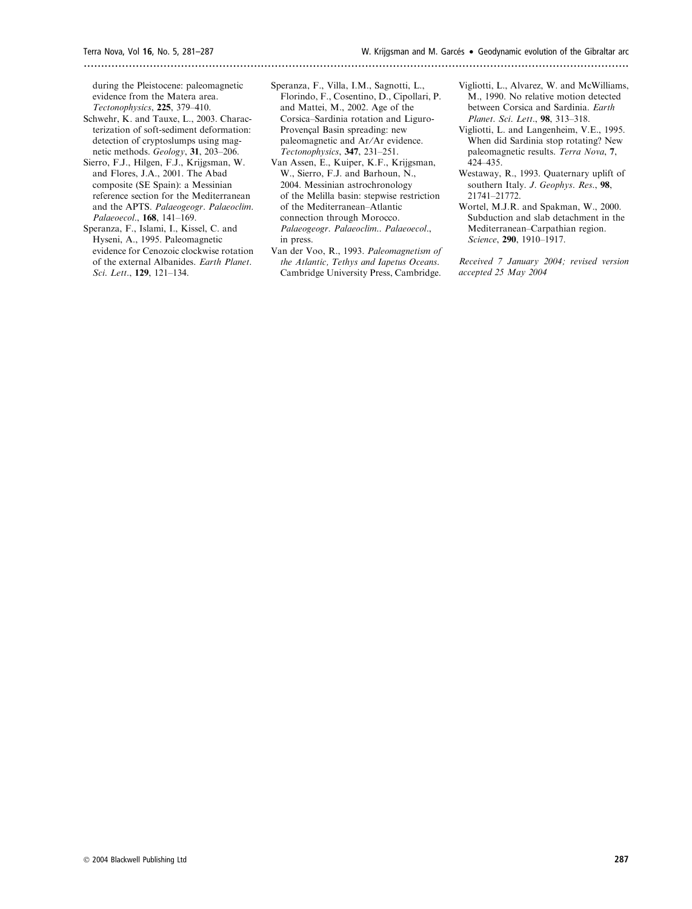during the Pleistocene: paleomagnetic evidence from the Matera area. *Tectonophysics*, **225**, 379–410.

Schwehr, K. and Tauxe, L., 2003. Characterization of soft-sediment deformation: detection of cryptoslumps using magnetic methods. *Geology*, **31**, 203–206.

Sierro, F.J., Hilgen, F.J., Krijgsman, W. and Flores, J.A., 2001. The Abad composite (SE Spain): a Messinian reference section for the Mediterranean and the APTS. *Palaeogeogr. Palaeoclim. Palaeoecol.*, **168**, 141–169.

Speranza, F., Islami, I., Kissel, C. and Hyseni, A., 1995. Paleomagnetic evidence for Cenozoic clockwise rotation of the external Albanides. *Earth Planet. Sci. Lett.*, **129**, 121–134.

Speranza, F., Villa, I.M., Sagnotti, L., Florindo, F., Cosentino, D., Cipollari, P. and Mattei, M., 2002. Age of the Corsica–Sardinia rotation and Liguro-Provençal Basin spreading: new paleomagnetic and Ar/Ar evidence. *Tectonophysics*, **347**, 231–251.

Van Assen, E., Kuiper, K.F., Krijgsman, W., Sierro, F.J. and Barhoun, N., 2004. Messinian astrochronology of the Melilla basin: stepwise restriction of the Mediterranean–Atlantic connection through Morocco. *Palaeogeogr. Palaeoclim.. Palaeoecol.*, in press.

Van der Voo, R., 1993. *Paleomagnetism of the Atlantic, Tethys and Iapetus Oceans.* Cambridge University Press, Cambridge.

Vigliotti, L., Alvarez, W. and McWilliams, M., 1990. No relative motion detected between Corsica and Sardinia. *Earth Planet. Sci. Lett.*, **98**, 313–318.

Vigliotti, L. and Langenheim, V.E., 1995. When did Sardinia stop rotating? New paleomagnetic results. *Terra Nova*, **7**, 424–435.

Westaway, R., 1993. Quaternary uplift of southern Italy. *J. Geophys. Res.*, **98**, 21741–21772.

Wortel, M.J.R. and Spakman, W., 2000. Subduction and slab detachment in the Mediterranean–Carpathian region. *Science*, **290**, 1910–1917.

*Received 7 January 2004; revised version accepted 25 May 2004*